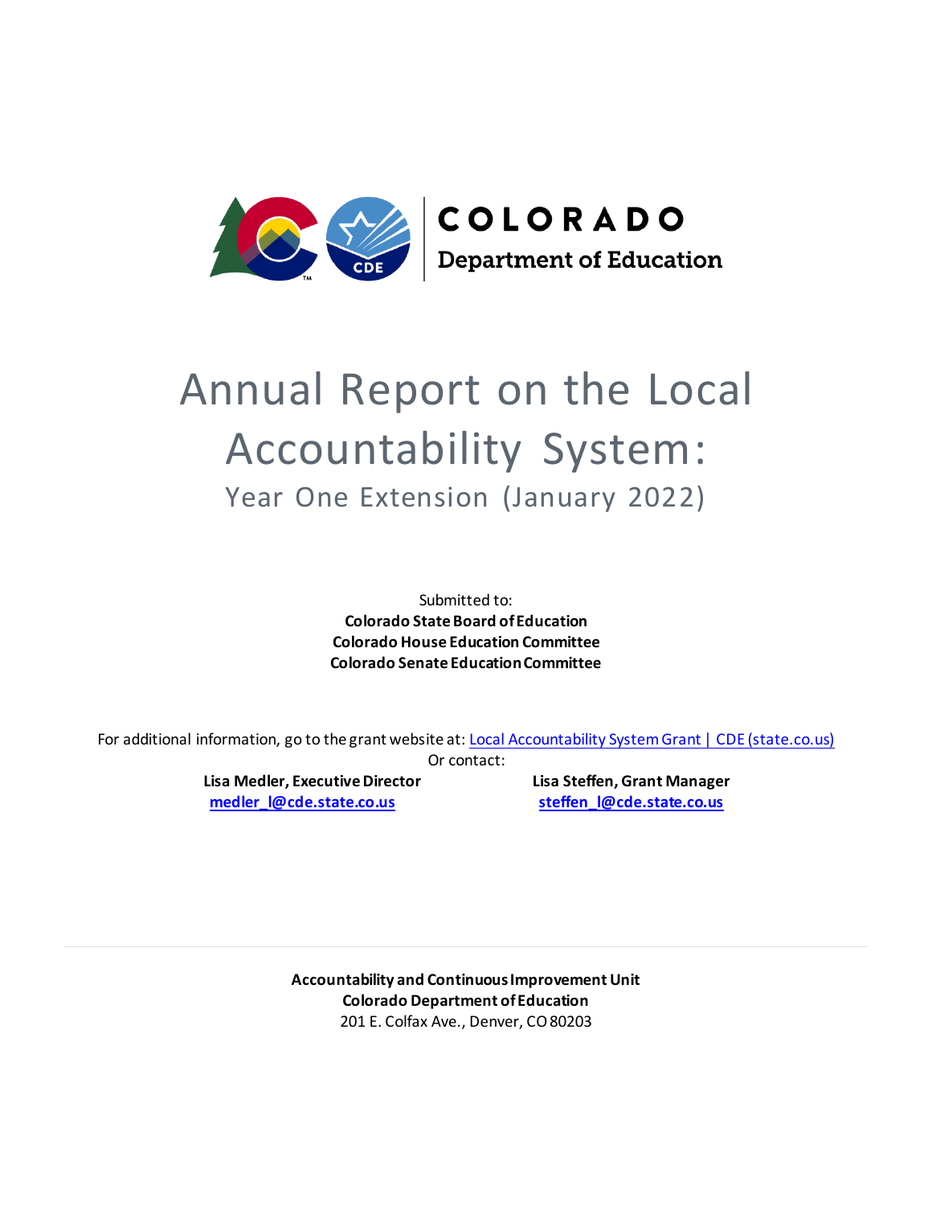COLORADO
Department of Education

# Annual Report on the Local Accountability System:

## Year One Extension (January 2022)

Submitted to:
**Colorado State Board of Education**
**Colorado House Education Committee**
**Colorado Senate Education Committee**

For additional information, go to the grant website at: [Local Accountability System Grant | CDE (state.co.us)]()
Or contact:

**Lisa Medler, Executive Director**
**[medler_l@cde.state.co.us](mailto:medler_l@cde.state.co.us)**

**Lisa Steffen, Grant Manager**
**[steffen_l@cde.state.co.us](mailto:steffen_l@cde.state.co.us)**

---

**Accountability and Continuous Improvement Unit**
**Colorado Department of Education**
201 E. Colfax Ave., Denver, CO 80203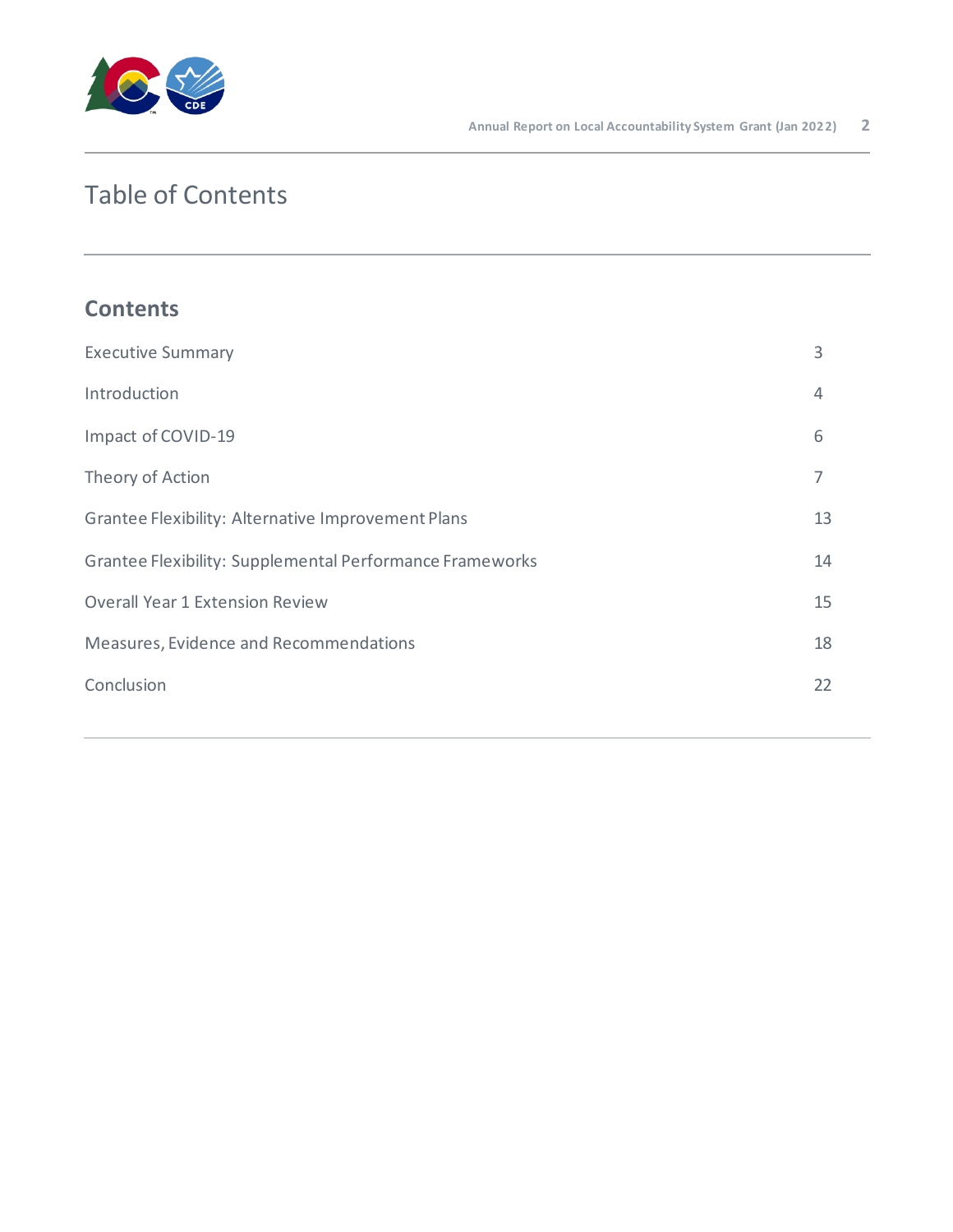# Table of Contents

## Contents

| | |
|---|---|
| Executive Summary | 3 |
| Introduction | 4 |
| Impact of COVID-19 | 6 |
| Theory of Action | 7 |
| Grantee Flexibility: Alternative Improvement Plans | 13 |
| Grantee Flexibility: Supplemental Performance Frameworks | 14 |
| Overall Year 1 Extension Review | 15 |
| Measures, Evidence and Recommendations | 18 |
| Conclusion | 22 |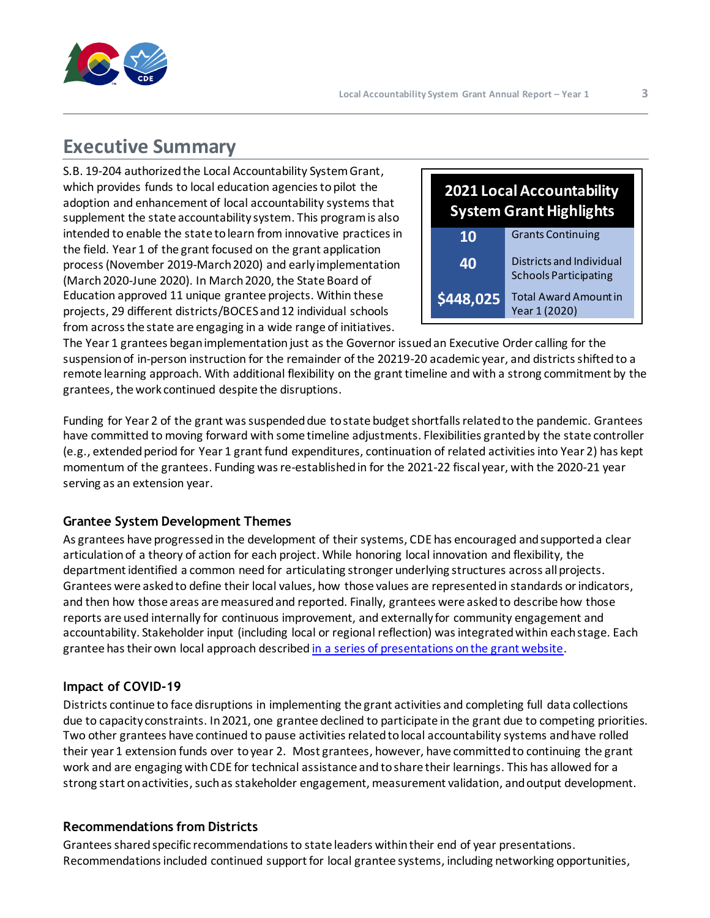# Executive Summary

| 2021 Local Accountability System Grant Highlights | |
|---|---|
| **10** | Grants Continuing |
| **40** | Districts and Individual Schools Participating |
| **$448,025** | Total Award Amount in Year 1 (2020) |

S.B. 19-204 authorized the Local Accountability System Grant, which provides funds to local education agencies to pilot the adoption and enhancement of local accountability systems that supplement the state accountability system. This program is also intended to enable the state to learn from innovative practices in the field. Year 1 of the grant focused on the grant application process (November 2019-March 2020) and early implementation (March 2020-June 2020). In March 2020, the State Board of Education approved 11 unique grantee projects. Within these projects, 29 different districts/BOCES and 12 individual schools from across the state are engaging in a wide range of initiatives. The Year 1 grantees began implementation just as the Governor issued an Executive Order calling for the suspension of in-person instruction for the remainder of the 20219-20 academic year, and districts shifted to a remote learning approach. With additional flexibility on the grant timeline and with a strong commitment by the grantees, the work continued despite the disruptions.

Funding for Year 2 of the grant was suspended due to state budget shortfalls related to the pandemic. Grantees have committed to moving forward with some timeline adjustments. Flexibilities granted by the state controller (e.g., extended period for Year 1 grant fund expenditures, continuation of related activities into Year 2) has kept momentum of the grantees. Funding was re-established in for the 2021-22 fiscal year, with the 2020-21 year serving as an extension year.

### Grantee System Development Themes

As grantees have progressed in the development of their systems, CDE has encouraged and supported a clear articulation of a theory of action for each project. While honoring local innovation and flexibility, the department identified a common need for articulating stronger underlying structures across all projects. Grantees were asked to define their local values, how those values are represented in standards or indicators, and then how those areas are measured and reported. Finally, grantees were asked to describe how those reports are used internally for continuous improvement, and externally for community engagement and accountability. Stakeholder input (including local or regional reflection) was integrated within each stage. Each grantee has their own local approach described in a series of presentations on the grant website.

### Impact of COVID-19

Districts continue to face disruptions in implementing the grant activities and completing full data collections due to capacity constraints. In 2021, one grantee declined to participate in the grant due to competing priorities. Two other grantees have continued to pause activities related to local accountability systems and have rolled their year 1 extension funds over to year 2. Most grantees, however, have committed to continuing the grant work and are engaging with CDE for technical assistance and to share their learnings. This has allowed for a strong start on activities, such as stakeholder engagement, measurement validation, and output development.

### Recommendations from Districts

Grantees shared specific recommendations to state leaders within their end of year presentations. Recommendations included continued support for local grantee systems, including networking opportunities,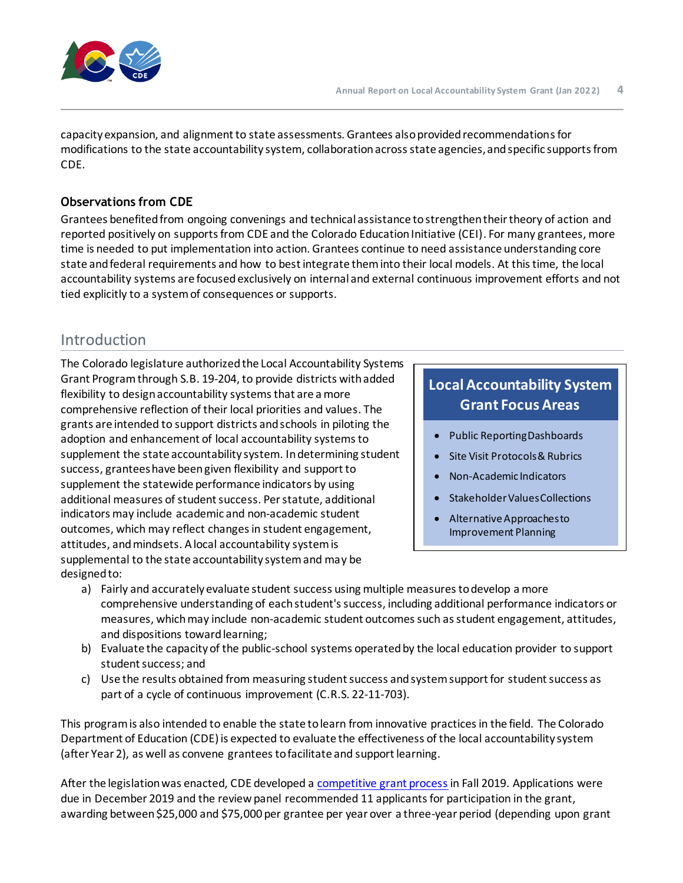capacity expansion, and alignment to state assessments. Grantees also provided recommendations for modifications to the state accountability system, collaboration across state agencies, and specific supports from CDE.

### Observations from CDE

Grantees benefited from ongoing convenings and technical assistance to strengthen their theory of action and reported positively on supports from CDE and the Colorado Education Initiative (CEI). For many grantees, more time is needed to put implementation into action. Grantees continue to need assistance understanding core state and federal requirements and how to best integrate them into their local models. At this time, the local accountability systems are focused exclusively on internal and external continuous improvement efforts and not tied explicitly to a system of consequences or supports.

## Introduction

The Colorado legislature authorized the Local Accountability Systems Grant Program through S.B. 19-204, to provide districts with added flexibility to design accountability systems that are a more comprehensive reflection of their local priorities and values. The grants are intended to support districts and schools in piloting the adoption and enhancement of local accountability systems to supplement the state accountability system. In determining student success, grantees have been given flexibility and support to supplement the statewide performance indicators by using additional measures of student success. Per statute, additional indicators may include academic and non-academic student outcomes, which may reflect changes in student engagement, attitudes, and mindsets. A local accountability system is supplemental to the state accountability system and may be designed to:

a) Fairly and accurately evaluate student success using multiple measures to develop a more comprehensive understanding of each student's success, including additional performance indicators or measures, which may include non-academic student outcomes such as student engagement, attitudes, and dispositions toward learning;
b) Evaluate the capacity of the public-school systems operated by the local education provider to support student success; and
c) Use the results obtained from measuring student success and system support for student success as part of a cycle of continuous improvement (C.R.S. 22-11-703).

> **Local Accountability System Grant Focus Areas**
>
> - Public Reporting Dashboards
> - Site Visit Protocols & Rubrics
> - Non-Academic Indicators
> - Stakeholder Values Collections
> - Alternative Approaches to Improvement Planning

This program is also intended to enable the state to learn from innovative practices in the field. The Colorado Department of Education (CDE) is expected to evaluate the effectiveness of the local accountability system (after Year 2), as well as convene grantees to facilitate and support learning.

After the legislation was enacted, CDE developed a competitive grant process in Fall 2019. Applications were due in December 2019 and the review panel recommended 11 applicants for participation in the grant, awarding between $25,000 and $75,000 per grantee per year over a three-year period (depending upon grant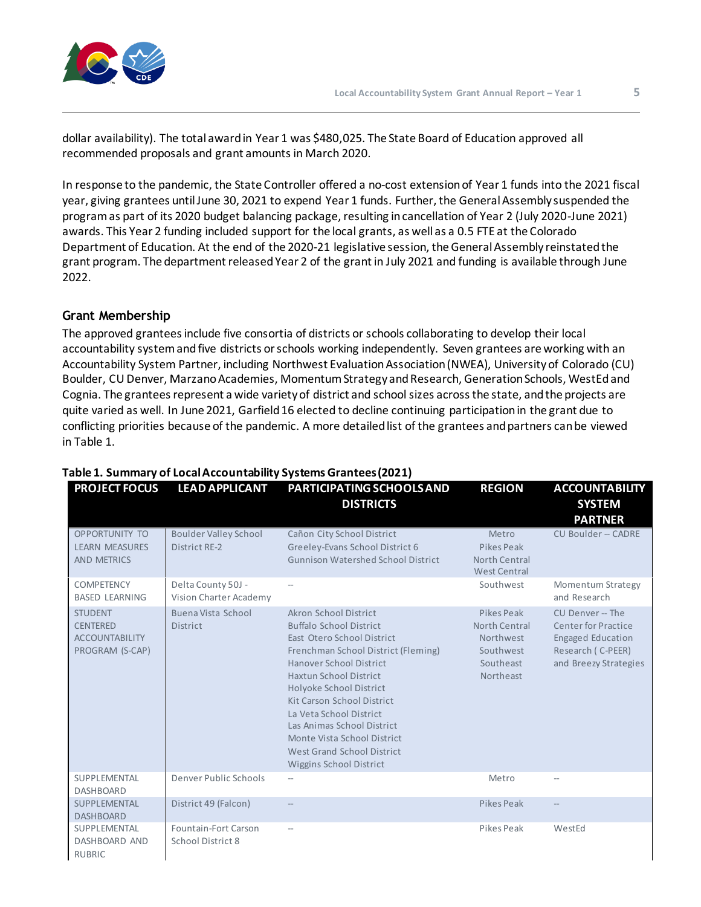dollar availability). The total award in Year 1 was $480,025. The State Board of Education approved all recommended proposals and grant amounts in March 2020.

In response to the pandemic, the State Controller offered a no-cost extension of Year 1 funds into the 2021 fiscal year, giving grantees until June 30, 2021 to expend Year 1 funds. Further, the General Assembly suspended the program as part of its 2020 budget balancing package, resulting in cancellation of Year 2 (July 2020-June 2021) awards. This Year 2 funding included support for the local grants, as well as a 0.5 FTE at the Colorado Department of Education. At the end of the 2020-21 legislative session, the General Assembly reinstated the grant program. The department released Year 2 of the grant in July 2021 and funding is available through June 2022.

## Grant Membership

The approved grantees include five consortia of districts or schools collaborating to develop their local accountability system and five districts or schools working independently. Seven grantees are working with an Accountability System Partner, including Northwest Evaluation Association (NWEA), University of Colorado (CU) Boulder, CU Denver, Marzano Academies, Momentum Strategy and Research, Generation Schools, WestEd and Cognia. The grantees represent a wide variety of district and school sizes across the state, and the projects are quite varied as well. In June 2021, Garfield 16 elected to decline continuing participation in the grant due to conflicting priorities because of the pandemic. A more detailed list of the grantees and partners can be viewed in Table 1.

**Table 1. Summary of Local Accountability Systems Grantees (2021)**

| PROJECT FOCUS | LEAD APPLICANT | PARTICIPATING SCHOOLS AND DISTRICTS | REGION | ACCOUNTABILITY SYSTEM PARTNER |
|---|---|---|---|---|
| OPPORTUNITY TO LEARN MEASURES AND METRICS | Boulder Valley School District RE-2 | Cañon City School District<br>Greeley-Evans School District 6<br>Gunnison Watershed School District | Metro<br>Pikes Peak<br>North Central<br>West Central | CU Boulder -- CADRE |
| COMPETENCY BASED LEARNING | Delta County 50J - Vision Charter Academy | -- | Southwest | Momentum Strategy and Research |
| STUDENT CENTERED ACCOUNTABILITY PROGRAM (S-CAP) | Buena Vista School District | Akron School District<br>Buffalo School District<br>East Otero School District<br>Frenchman School District (Fleming)<br>Hanover School District<br>Haxtun School District<br>Holyoke School District<br>Kit Carson School District<br>La Veta School District<br>Las Animas School District<br>Monte Vista School District<br>West Grand School District<br>Wiggins School District | Pikes Peak<br>North Central<br>Northwest<br>Southwest<br>Southeast<br>Northeast | CU Denver -- The Center for Practice Engaged Education Research ( C-PEER) and Breezy Strategies |
| SUPPLEMENTAL DASHBOARD | Denver Public Schools | -- | Metro | -- |
| SUPPLEMENTAL DASHBOARD | District 49 (Falcon) | -- | Pikes Peak | -- |
| SUPPLEMENTAL DASHBOARD AND RUBRIC | Fountain-Fort Carson School District 8 | -- | Pikes Peak | WestEd |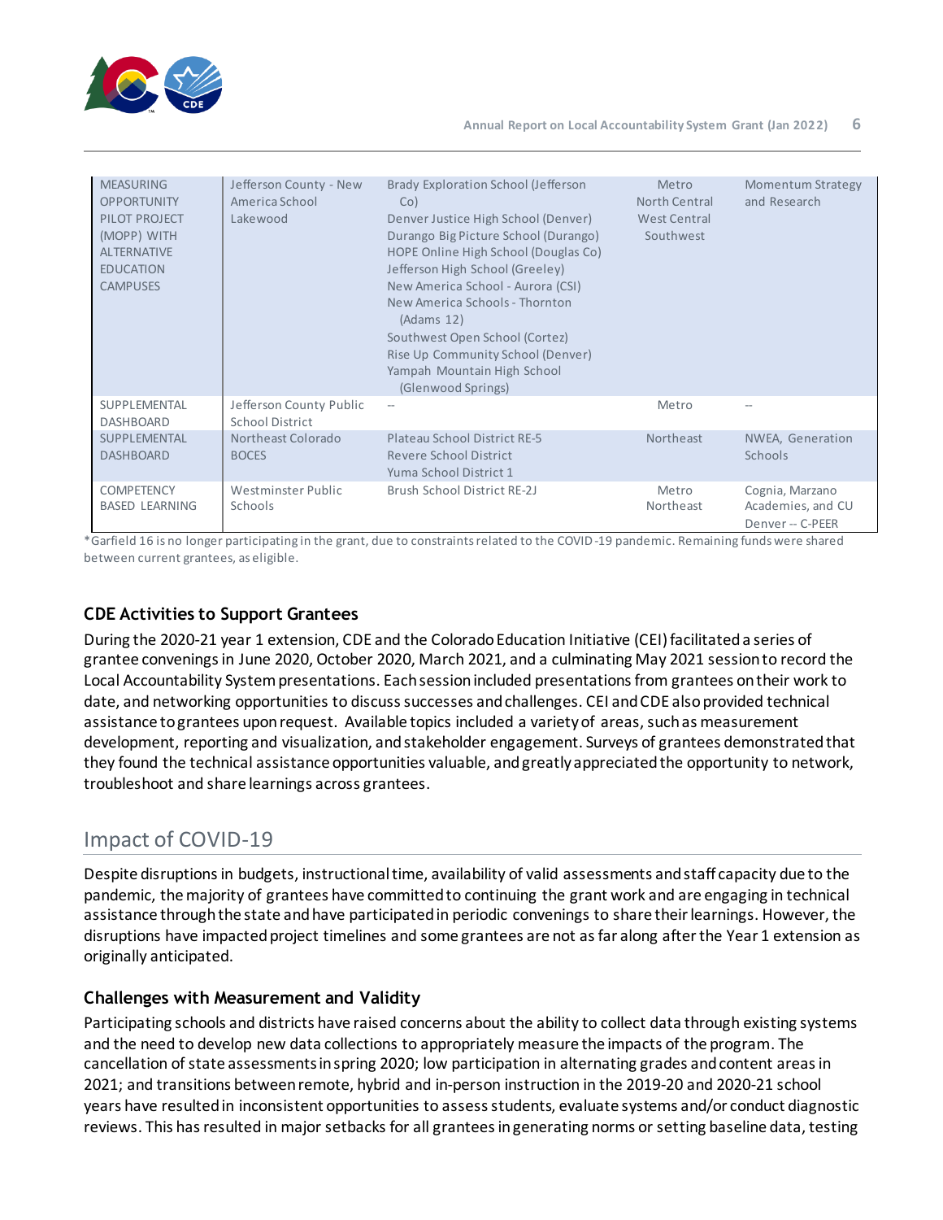| | | | | |
|---|---|---|---|---|
| MEASURING OPPORTUNITY PILOT PROJECT (MOPP) WITH ALTERNATIVE EDUCATION CAMPUSES | Jefferson County - New America School Lakewood | Brady Exploration School (Jefferson Co)<br>Denver Justice High School (Denver)<br>Durango Big Picture School (Durango)<br>HOPE Online High School (Douglas Co)<br>Jefferson High School (Greeley)<br>New America School - Aurora (CSI)<br>New America Schools - Thornton (Adams 12)<br>Southwest Open School (Cortez)<br>Rise Up Community School (Denver)<br>Yampah Mountain High School (Glenwood Springs) | Metro<br>North Central<br>West Central<br>Southwest | Momentum Strategy and Research |
| SUPPLEMENTAL DASHBOARD | Jefferson County Public School District | -- | Metro | -- |
| SUPPLEMENTAL DASHBOARD | Northeast Colorado BOCES | Plateau School District RE-5<br>Revere School District<br>Yuma School District 1 | Northeast | NWEA, Generation Schools |
| COMPETENCY BASED LEARNING | Westminster Public Schools | Brush School District RE-2J | Metro<br>Northeast | Cognia, Marzano Academies, and CU Denver -- C-PEER |

*Garfield 16 is no longer participating in the grant, due to constraints related to the COVID-19 pandemic. Remaining funds were shared between current grantees, as eligible.

### CDE Activities to Support Grantees

During the 2020-21 year 1 extension, CDE and the Colorado Education Initiative (CEI) facilitated a series of grantee convenings in June 2020, October 2020, March 2021, and a culminating May 2021 session to record the Local Accountability System presentations. Each session included presentations from grantees on their work to date, and networking opportunities to discuss successes and challenges. CEI and CDE also provided technical assistance to grantees upon request. Available topics included a variety of areas, such as measurement development, reporting and visualization, and stakeholder engagement. Surveys of grantees demonstrated that they found the technical assistance opportunities valuable, and greatly appreciated the opportunity to network, troubleshoot and share learnings across grantees.

## Impact of COVID-19

Despite disruptions in budgets, instructional time, availability of valid assessments and staff capacity due to the pandemic, the majority of grantees have committed to continuing the grant work and are engaging in technical assistance through the state and have participated in periodic convenings to share their learnings. However, the disruptions have impacted project timelines and some grantees are not as far along after the Year 1 extension as originally anticipated.

### Challenges with Measurement and Validity

Participating schools and districts have raised concerns about the ability to collect data through existing systems and the need to develop new data collections to appropriately measure the impacts of the program. The cancellation of state assessments in spring 2020; low participation in alternating grades and content areas in 2021; and transitions between remote, hybrid and in-person instruction in the 2019-20 and 2020-21 school years have resulted in inconsistent opportunities to assess students, evaluate systems and/or conduct diagnostic reviews. This has resulted in major setbacks for all grantees in generating norms or setting baseline data, testing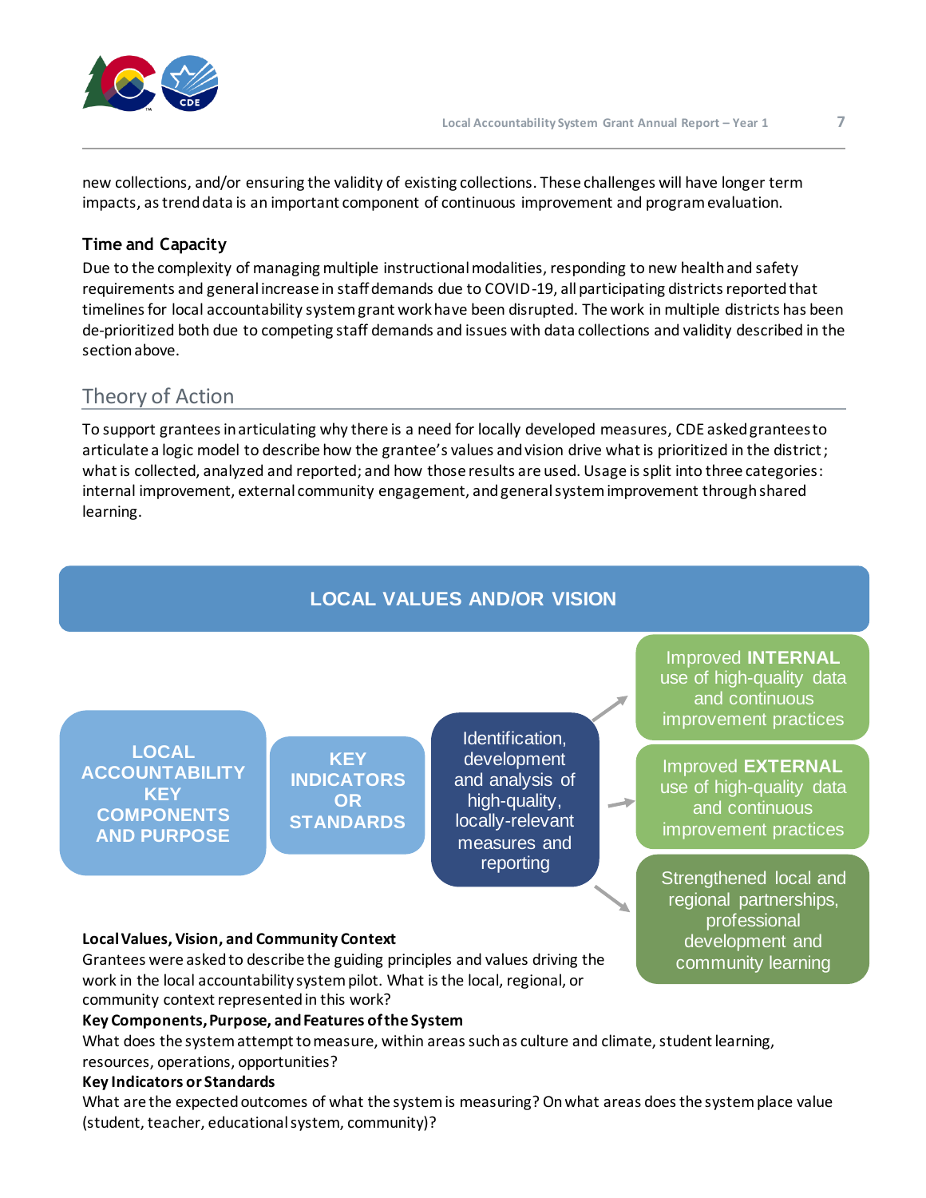new collections, and/or ensuring the validity of existing collections. These challenges will have longer term impacts, as trend data is an important component of continuous improvement and program evaluation.

### Time and Capacity

Due to the complexity of managing multiple instructional modalities, responding to new health and safety requirements and general increase in staff demands due to COVID-19, all participating districts reported that timelines for local accountability system grant work have been disrupted. The work in multiple districts has been de-prioritized both due to competing staff demands and issues with data collections and validity described in the section above.

## Theory of Action

To support grantees in articulating why there is a need for locally developed measures, CDE asked grantees to articulate a logic model to describe how the grantee's values and vision drive what is prioritized in the district; what is collected, analyzed and reported; and how those results are used. Usage is split into three categories: internal improvement, external community engagement, and general system improvement through shared learning.

LOCAL VALUES AND/OR VISION

LOCAL ACCOUNTABILITY KEY COMPONENTS AND PURPOSE

KEY INDICATORS OR STANDARDS

Identification, development and analysis of high-quality, locally-relevant measures and reporting

Improved **INTERNAL** use of high-quality data and continuous improvement practices

Improved **EXTERNAL** use of high-quality data and continuous improvement practices

Strengthened local and regional partnerships, professional development and community learning

**Local Values, Vision, and Community Context**

Grantees were asked to describe the guiding principles and values driving the work in the local accountability system pilot. What is the local, regional, or community context represented in this work?

**Key Components, Purpose, and Features of the System**

What does the system attempt to measure, within areas such as culture and climate, student learning, resources, operations, opportunities?

**Key Indicators or Standards**

What are the expected outcomes of what the system is measuring? On what areas does the system place value (student, teacher, educational system, community)?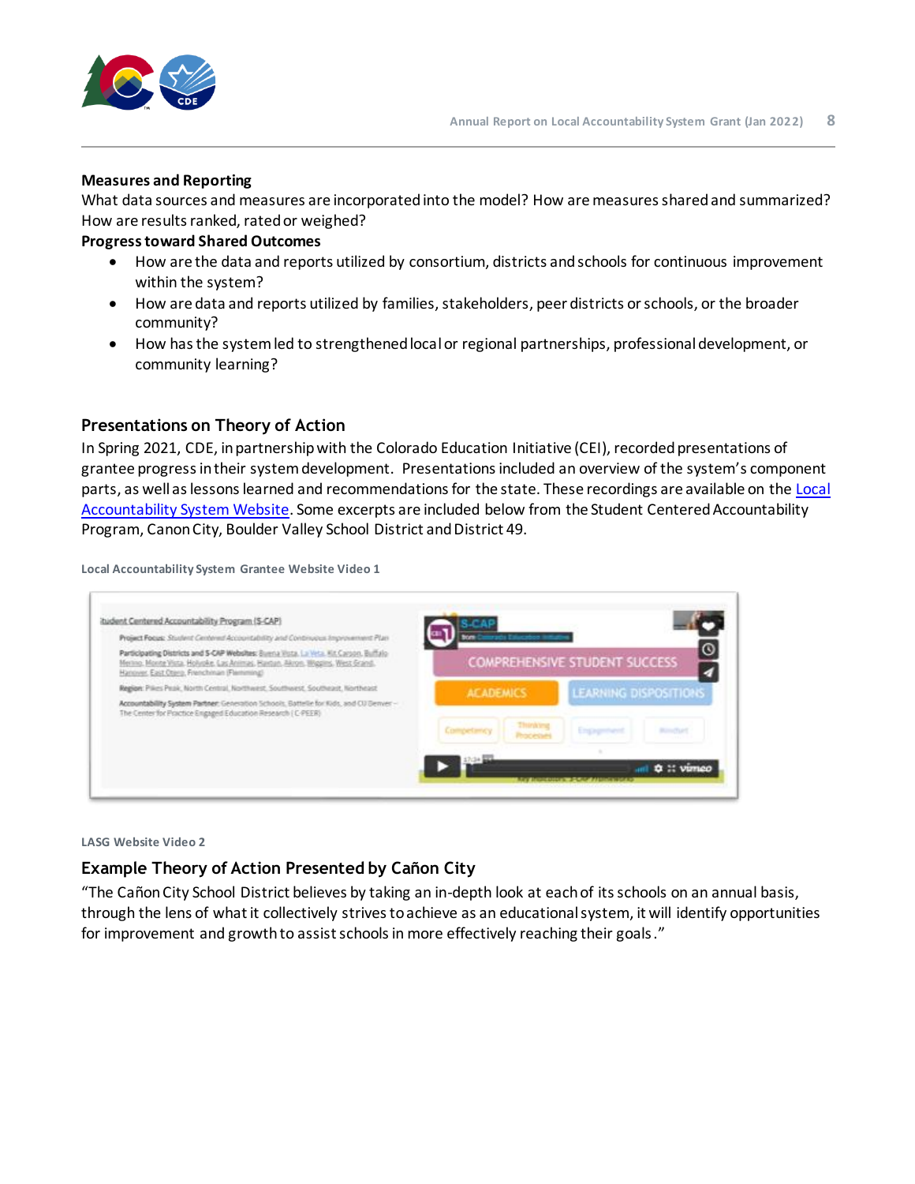**Measures and Reporting**

What data sources and measures are incorporated into the model? How are measures shared and summarized? How are results ranked, rated or weighed?

**Progress toward Shared Outcomes**

- How are the data and reports utilized by consortium, districts and schools for continuous improvement within the system?
- How are data and reports utilized by families, stakeholders, peer districts or schools, or the broader community?
- How has the system led to strengthened local or regional partnerships, professional development, or community learning?

## Presentations on Theory of Action

In Spring 2021, CDE, in partnership with the Colorado Education Initiative (CEI), recorded presentations of grantee progress in their system development. Presentations included an overview of the system's component parts, as well as lessons learned and recommendations for the state. These recordings are available on the Local Accountability System Website. Some excerpts are included below from the Student Centered Accountability Program, Canon City, Boulder Valley School District and District 49.

**Local Accountability System Grantee Website Video 1**

**LASG Website Video 2**

### Example Theory of Action Presented by Cañon City

"The Cañon City School District believes by taking an in-depth look at each of its schools on an annual basis, through the lens of what it collectively strives to achieve as an educational system, it will identify opportunities for improvement and growth to assist schools in more effectively reaching their goals."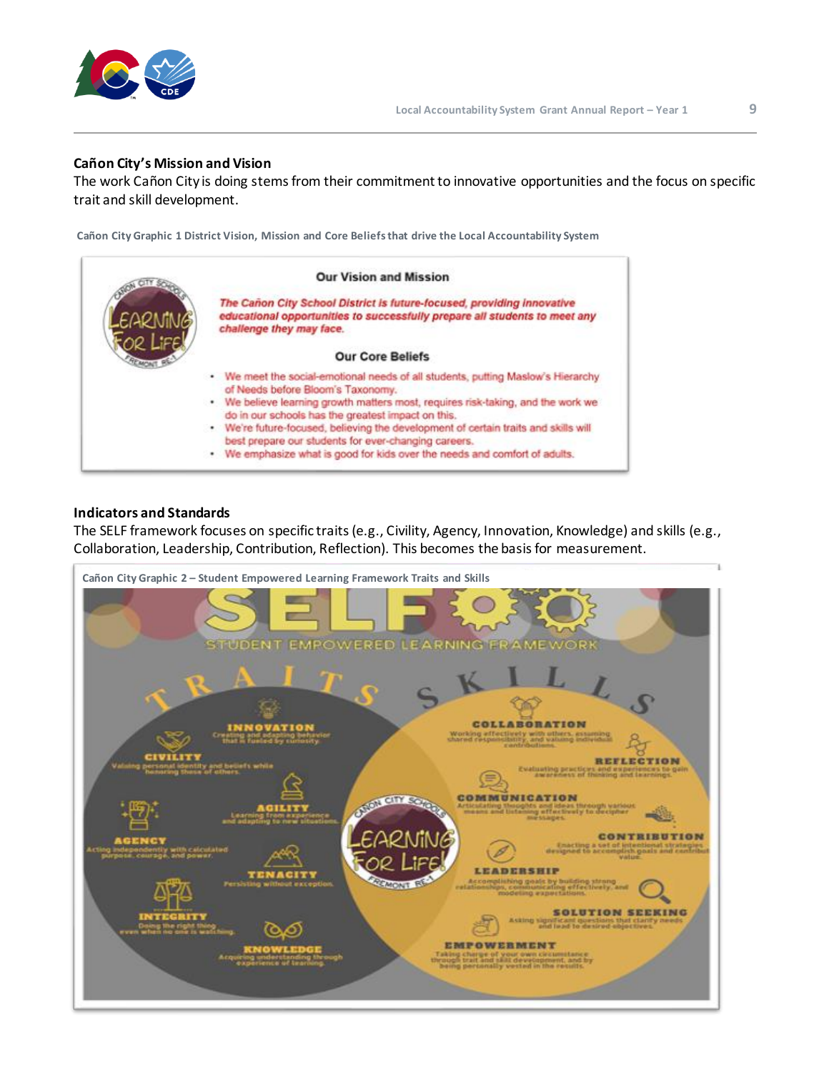## Cañon City's Mission and Vision

The work Cañon City is doing stems from their commitment to innovative opportunities and the focus on specific trait and skill development.

Cañon City Graphic 1 District Vision, Mission and Core Beliefs that drive the Local Accountability System

### Our Vision and Mission

*The Cañon City School District is future-focused, providing innovative educational opportunities to successfully prepare all students to meet any challenge they may face.*

### Our Core Beliefs

- We meet the social-emotional needs of all students, putting Maslow's Hierarchy of Needs before Bloom's Taxonomy.
- We believe learning growth matters most, requires risk-taking, and the work we do in our schools has the greatest impact on this.
- We're future-focused, believing the development of certain traits and skills will best prepare our students for ever-changing careers.
- We emphasize what is good for kids over the needs and comfort of adults.

## Indicators and Standards

The SELF framework focuses on specific traits (e.g., Civility, Agency, Innovation, Knowledge) and skills (e.g., Collaboration, Leadership, Contribution, Reflection). This becomes the basis for measurement.

Cañon City Graphic 2 – Student Empowered Learning Framework Traits and Skills

**SELF – STUDENT EMPOWERED LEARNING FRAMEWORK**

**TRAITS**

- **INNOVATION** – Creating and adapting behavior that is fueled by curiosity.
- **CIVILITY** – Valuing personal identity and beliefs while honoring those of others.
- **AGILITY** – Learning from experience and adapting to new situations.
- **AGENCY** – Acting independently with calculated purpose, courage, and power.
- **TENACITY** – Persisting without exception.
- **INTEGRITY** – Doing the right thing even when no one is watching.
- **KNOWLEDGE** – Acquiring understanding through experience of learning.

**SKILLS**

- **COLLABORATION** – Working effectively with others, assuming shared responsibility, and valuing individual contributions.
- **REFLECTION** – Evaluating practices and experiences to gain awareness of thinking and learnings.
- **COMMUNICATION** – Articulating thoughts and ideas through various means and listening effectively to decipher messages.
- **CONTRIBUTION** – Enacting a set of intentional strategies designed to accomplish goals and contribute value.
- **LEADERSHIP** – Accomplishing goals by building strong relationships, communicating effectively, and modeling expectations.
- **SOLUTION SEEKING** – Asking significant questions that clarify needs and lead to desired objectives.
- **EMPOWERMENT** – Taking charge of your own circumstance through trait and skill development, and by being personally vested in the results.

Cañon City Schools – Learning For Life! – Fremont RE-1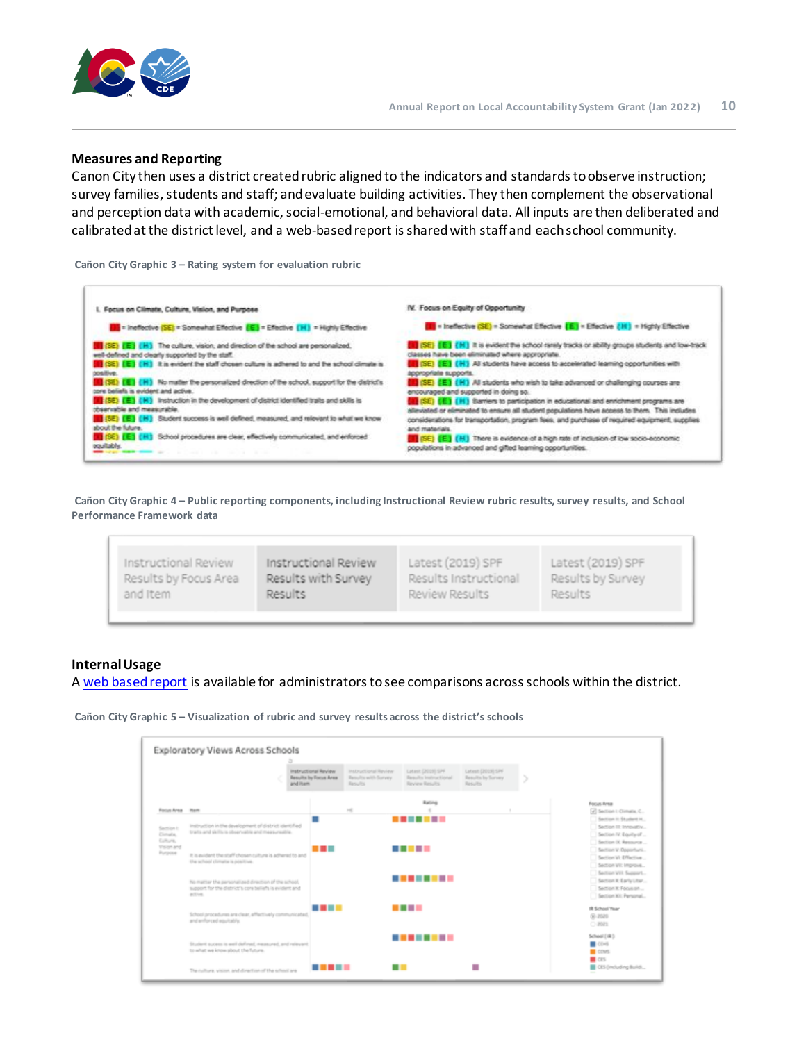## Measures and Reporting

Canon City then uses a district created rubric aligned to the indicators and standards to observe instruction; survey families, students and staff; and evaluate building activities. They then complement the observational and perception data with academic, social-emotional, and behavioral data. All inputs are then deliberated and calibrated at the district level, and a web-based report is shared with staff and each school community.

**Cañon City Graphic 3 – Rating system for evaluation rubric**

**I. Focus on Climate, Culture, Vision, and Purpose**

(I) = Ineffective (SE) = Somewhat Effective (E) = Effective (H) = Highly Effective

- (I) (SE) (E) (H) The culture, vision, and direction of the school are personalized, well-defined and clearly supported by the staff.
- (I) (SE) (E) (H) It is evident the staff chosen culture is adhered to and the school climate is positive.
- (I) (SE) (E) (H) No matter the personalized direction of the school, support for the district's core beliefs is evident and active.
- (I) (SE) (E) (H) Instruction in the development of district identified traits and skills is observable and measurable.
- (I) (SE) (E) (H) Student success is well defined, measured, and relevant to what we know about the future.
- (I) (SE) (E) (H) School procedures are clear, effectively communicated, and enforced equitably.

**IV. Focus on Equity of Opportunity**

(I) = Ineffective (SE) = Somewhat Effective (E) = Effective (H) = Highly Effective

- (I) (SE) (E) (H) It is evident the school rarely tracks or ability groups students and low-track classes have been eliminated where appropriate.
- (I) (SE) (E) (H) All students have access to accelerated learning opportunities with appropriate supports.
- (I) (SE) (E) (H) All students who wish to take advanced or challenging courses are encouraged and supported in doing so.
- (I) (SE) (E) (H) Barriers to participation in educational and enrichment programs are alleviated or eliminated to ensure all student populations have access to them. This includes considerations for transportation, program fees, and purchase of required equipment, supplies and materials.
- (I) (SE) (E) (H) There is evidence of a high rate of inclusion of low socio-economic populations in advanced and gifted learning opportunities.

**Cañon City Graphic 4 – Public reporting components, including Instructional Review rubric results, survey results, and School Performance Framework data**

| Instructional Review Results by Focus Area and Item | Instructional Review Results with Survey Results | Latest (2019) SPF Results Instructional Review Results | Latest (2019) SPF Results by Survey Results |
| --- | --- | --- | --- |

## Internal Usage

A web based report is available for administrators to see comparisons across schools within the district.

**Cañon City Graphic 5 – Visualization of rubric and survey results across the district's schools**

Exploratory Views Across Schools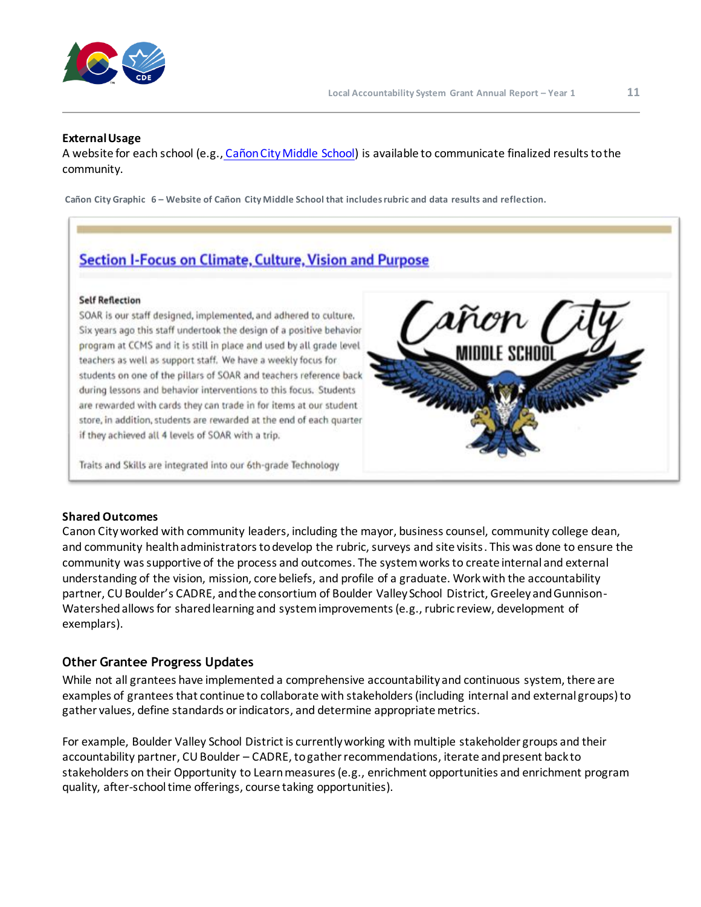**External Usage**

A website for each school (e.g., [Cañon City Middle School]) is available to communicate finalized results to the community.

Cañon City Graphic 6 – Website of Cañon City Middle School that includes rubric and data results and reflection.

**Section I-Focus on Climate, Culture, Vision and Purpose**

**Self Reflection**

SOAR is our staff designed, implemented, and adhered to culture. Six years ago this staff undertook the design of a positive behavior program at CCMS and it is still in place and used by all grade level teachers as well as support staff. We have a weekly focus for students on one of the pillars of SOAR and teachers reference back during lessons and behavior interventions to this focus. Students are rewarded with cards they can trade in for items at our student store, in addition, students are rewarded at the end of each quarter if they achieved all 4 levels of SOAR with a trip.

Traits and Skills are integrated into our 6th-grade Technology

Cañon City MIDDLE SCHOOL

**Shared Outcomes**

Canon City worked with community leaders, including the mayor, business counsel, community college dean, and community health administrators to develop the rubric, surveys and site visits. This was done to ensure the community was supportive of the process and outcomes. The system works to create internal and external understanding of the vision, mission, core beliefs, and profile of a graduate. Work with the accountability partner, CU Boulder's CADRE, and the consortium of Boulder Valley School District, Greeley and Gunnison-Watershed allows for shared learning and system improvements (e.g., rubric review, development of exemplars).

## Other Grantee Progress Updates

While not all grantees have implemented a comprehensive accountability and continuous system, there are examples of grantees that continue to collaborate with stakeholders (including internal and external groups) to gather values, define standards or indicators, and determine appropriate metrics.

For example, Boulder Valley School District is currently working with multiple stakeholder groups and their accountability partner, CU Boulder – CADRE, to gather recommendations, iterate and present back to stakeholders on their Opportunity to Learn measures (e.g., enrichment opportunities and enrichment program quality, after-school time offerings, course taking opportunities).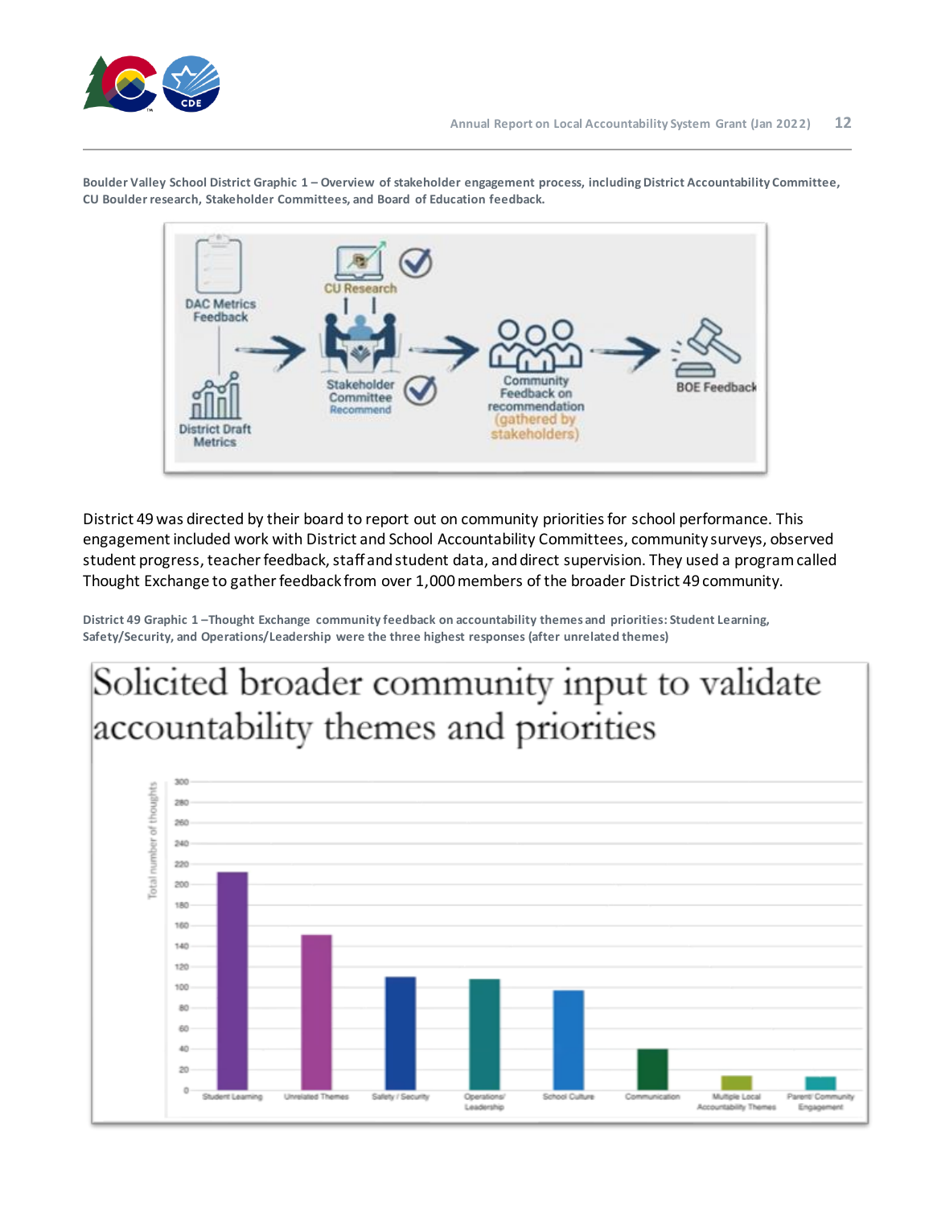**Boulder Valley School District Graphic 1 – Overview of stakeholder engagement process, including District Accountability Committee, CU Boulder research, Stakeholder Committees, and Board of Education feedback.**

District 49 was directed by their board to report out on community priorities for school performance. This engagement included work with District and School Accountability Committees, community surveys, observed student progress, teacher feedback, staff and student data, and direct supervision. They used a program called Thought Exchange to gather feedback from over 1,000 members of the broader District 49 community.

**District 49 Graphic 1 –Thought Exchange community feedback on accountability themes and priorities: Student Learning, Safety/Security, and Operations/Leadership were the three highest responses (after unrelated themes)**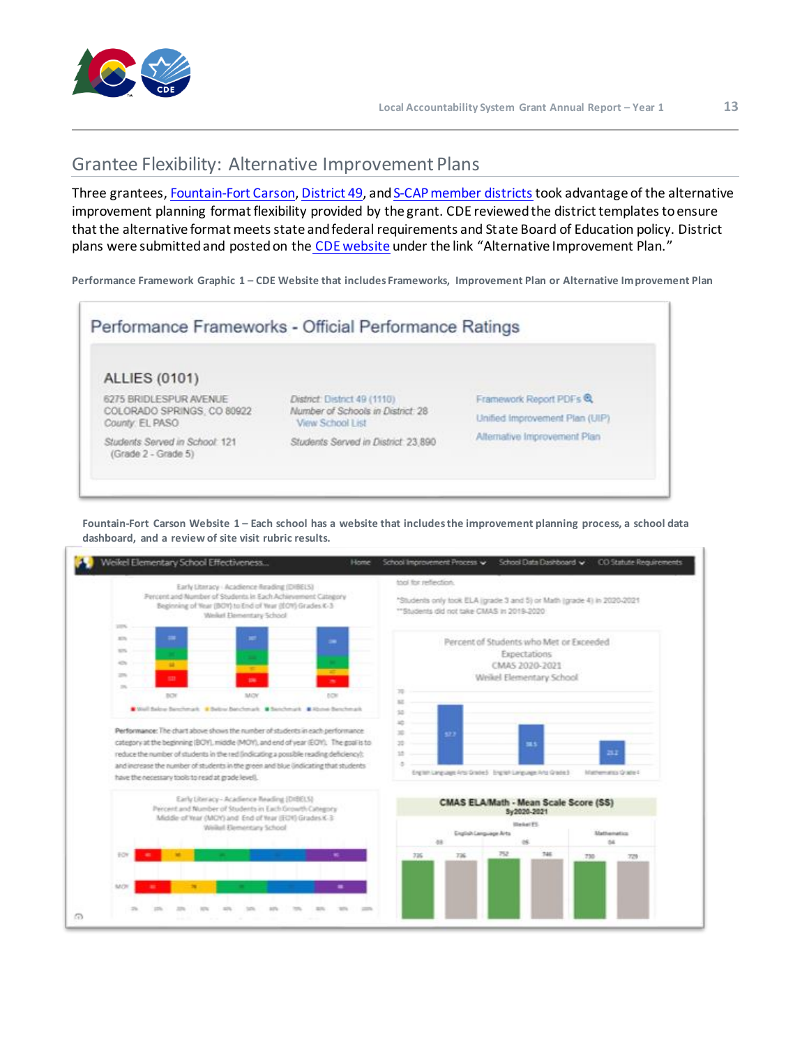## Grantee Flexibility: Alternative Improvement Plans

Three grantees, Fountain-Fort Carson, District 49, and S-CAP member districts took advantage of the alternative improvement planning format flexibility provided by the grant. CDE reviewed the district templates to ensure that the alternative format meets state and federal requirements and State Board of Education policy. District plans were submitted and posted on the CDE website under the link "Alternative Improvement Plan."

**Performance Framework Graphic 1 – CDE Website that includes Frameworks, Improvement Plan or Alternative Improvement Plan**

**Fountain-Fort Carson Website 1 – Each school has a website that includes the improvement planning process, a school data dashboard, and a review of site visit rubric results.**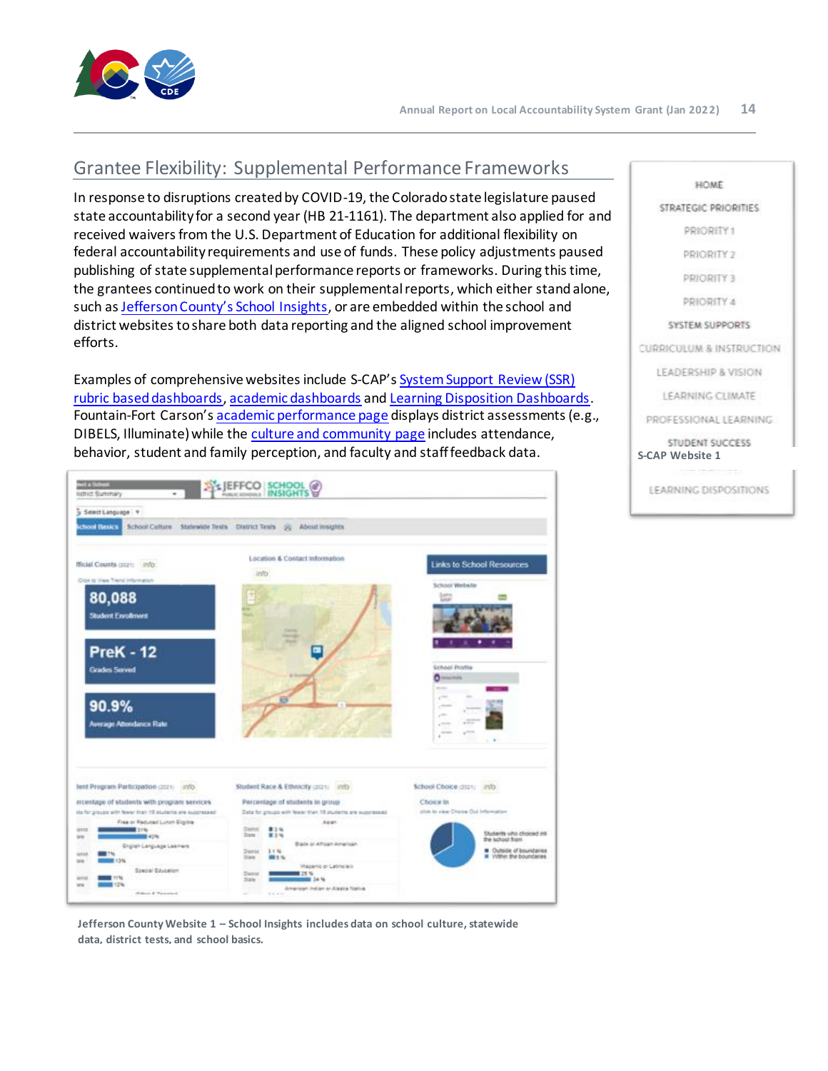## Grantee Flexibility: Supplemental Performance Frameworks

In response to disruptions created by COVID-19, the Colorado state legislature paused state accountability for a second year (HB 21-1161). The department also applied for and received waivers from the U.S. Department of Education for additional flexibility on federal accountability requirements and use of funds. These policy adjustments paused publishing of state supplemental performance reports or frameworks. During this time, the grantees continued to work on their supplemental reports, which either stand alone, such as Jefferson County's School Insights, or are embedded within the school and district websites to share both data reporting and the aligned school improvement efforts.

Examples of comprehensive websites include S-CAP's System Support Review (SSR) rubric based dashboards, academic dashboards and Learning Disposition Dashboards. Fountain-Fort Carson's academic performance page displays district assessments (e.g., DIBELS, Illuminate) while the culture and community page includes attendance, behavior, student and family perception, and faculty and staff feedback data.

HOME

STRATEGIC PRIORITIES

PRIORITY 1

PRIORITY 2

PRIORITY 3

PRIORITY 4

SYSTEM SUPPORTS

CURRICULUM & INSTRUCTION

LEADERSHIP & VISION

LEARNING CLIMATE

PROFESSIONAL LEARNING

STUDENT SUCCESS

LEARNING DISPOSITIONS

**S-CAP Website 1**

**Jefferson County Website 1 – School Insights includes data on school culture, statewide data, district tests, and school basics.**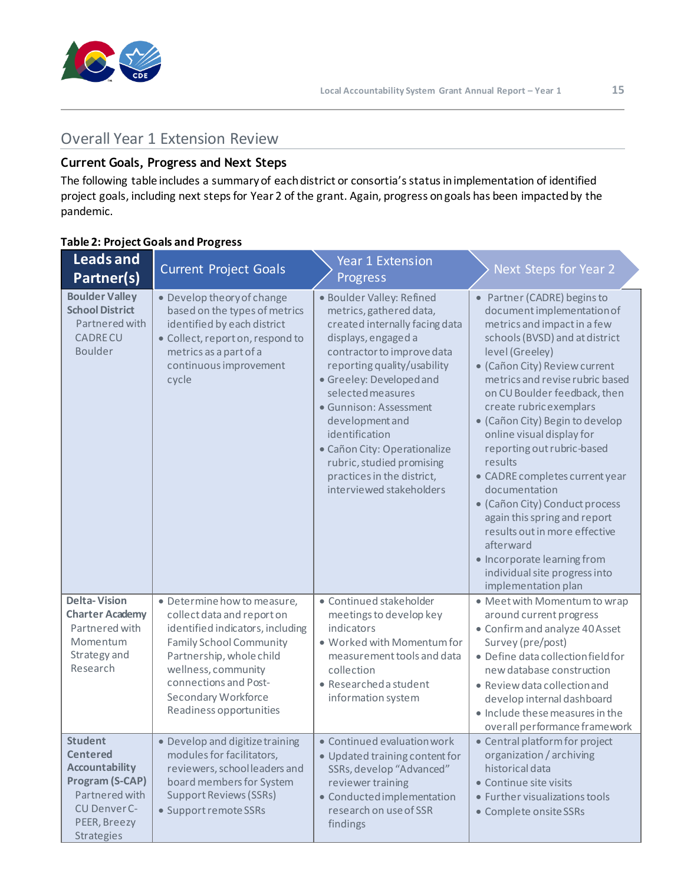## Overall Year 1 Extension Review

### Current Goals, Progress and Next Steps

The following table includes a summary of each district or consortia's status in implementation of identified project goals, including next steps for Year 2 of the grant. Again, progress on goals has been impacted by the pandemic.

**Table 2: Project Goals and Progress**

| Leads and Partner(s) | Current Project Goals | Year 1 Extension Progress | Next Steps for Year 2 |
|---|---|---|---|
| **Boulder Valley School District** Partnered with CADRE CU Boulder | • Develop theory of change based on the types of metrics identified by each district<br>• Collect, report on, respond to metrics as a part of a continuous improvement cycle | • Boulder Valley: Refined metrics, gathered data, created internally facing data displays, engaged a contractor to improve data reporting quality/usability<br>• Greeley: Developed and selected measures<br>• Gunnison: Assessment development and identification<br>• Cañon City: Operationalize rubric, studied promising practices in the district, interviewed stakeholders | • Partner (CADRE) begins to document implementation of metrics and impact in a few schools (BVSD) and at district level (Greeley)<br>• (Cañon City) Review current metrics and revise rubric based on CU Boulder feedback, then create rubric exemplars<br>• (Cañon City) Begin to develop online visual display for reporting out rubric-based results<br>• CADRE completes current year documentation<br>• (Cañon City) Conduct process again this spring and report results out in more effective afterward<br>• Incorporate learning from individual site progress into implementation plan |
| **Delta-Vision Charter Academy** Partnered with Momentum Strategy and Research | • Determine how to measure, collect data and report on identified indicators, including Family School Community Partnership, whole child wellness, community connections and Post-Secondary Workforce Readiness opportunities | • Continued stakeholder meetings to develop key indicators<br>• Worked with Momentum for measurement tools and data collection<br>• Researched a student information system | • Meet with Momentum to wrap around current progress<br>• Confirm and analyze 40 Asset Survey (pre/post)<br>• Define data collection field for new database construction<br>• Review data collection and develop internal dashboard<br>• Include these measures in the overall performance framework |
| **Student Centered Accountability Program (S-CAP)** Partnered with CU Denver C-PEER, Breezy Strategies | • Develop and digitize training modules for facilitators, reviewers, school leaders and board members for System Support Reviews (SSRs)<br>• Support remote SSRs | • Continued evaluation work<br>• Updated training content for SSRs, develop "Advanced" reviewer training<br>• Conducted implementation research on use of SSR findings | • Central platform for project organization / archiving historical data<br>• Continue site visits<br>• Further visualizations tools<br>• Complete onsite SSRs |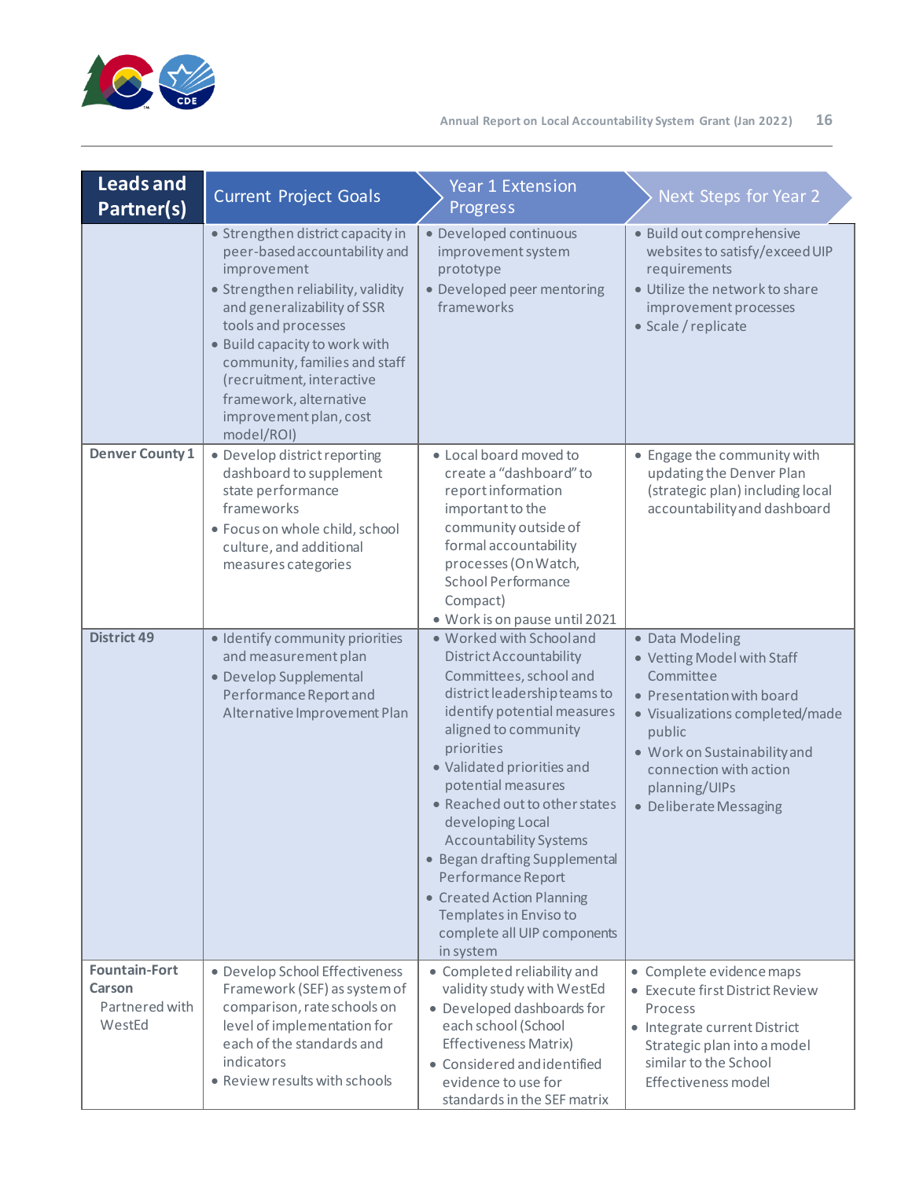| Leads and Partner(s) | Current Project Goals | Year 1 Extension Progress | Next Steps for Year 2 |
|---|---|---|---|
| | • Strengthen district capacity in peer-based accountability and improvement<br>• Strengthen reliability, validity and generalizability of SSR tools and processes<br>• Build capacity to work with community, families and staff (recruitment, interactive framework, alternative improvement plan, cost model/ROI) | • Developed continuous improvement system prototype<br>• Developed peer mentoring frameworks | • Build out comprehensive websites to satisfy/exceed UIP requirements<br>• Utilize the network to share improvement processes<br>• Scale / replicate |
| **Denver County 1** | • Develop district reporting dashboard to supplement state performance frameworks<br>• Focus on whole child, school culture, and additional measures categories | • Local board moved to create a "dashboard" to report information important to the community outside of formal accountability processes (On Watch, School Performance Compact)<br>• Work is on pause until 2021 | • Engage the community with updating the Denver Plan (strategic plan) including local accountability and dashboard |
| **District 49** | • Identify community priorities and measurement plan<br>• Develop Supplemental Performance Report and Alternative Improvement Plan | • Worked with School and District Accountability Committees, school and district leadership teams to identify potential measures aligned to community priorities<br>• Validated priorities and potential measures<br>• Reached out to other states developing Local Accountability Systems<br>• Began drafting Supplemental Performance Report<br>• Created Action Planning Templates in Enviso to complete all UIP components in system | • Data Modeling<br>• Vetting Model with Staff Committee<br>• Presentation with board<br>• Visualizations completed/made public<br>• Work on Sustainability and connection with action planning/UIPs<br>• Deliberate Messaging |
| **Fountain-Fort Carson** Partnered with WestEd | • Develop School Effectiveness Framework (SEF) as system of comparison, rate schools on level of implementation for each of the standards and indicators<br>• Review results with schools | • Completed reliability and validity study with WestEd<br>• Developed dashboards for each school (School Effectiveness Matrix)<br>• Considered and identified evidence to use for standards in the SEF matrix | • Complete evidence maps<br>• Execute first District Review Process<br>• Integrate current District Strategic plan into a model similar to the School Effectiveness model |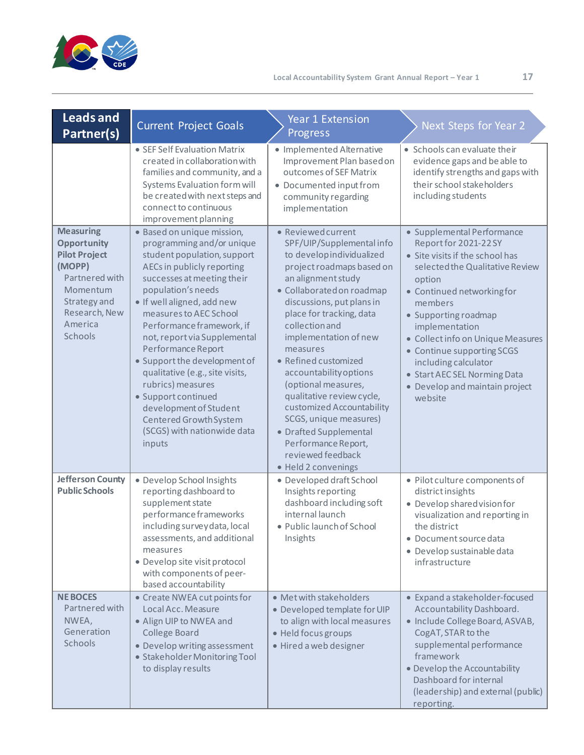| Leads and Partner(s) | Current Project Goals | Year 1 Extension Progress | Next Steps for Year 2 |
|---|---|---|---|
| | • SEF Self Evaluation Matrix created in collaboration with families and community, and a Systems Evaluation form will be created with next steps and connect to continuous improvement planning | • Implemented Alternative Improvement Plan based on outcomes of SEF Matrix<br>• Documented input from community regarding implementation | • Schools can evaluate their evidence gaps and be able to identify strengths and gaps with their school stakeholders including students |
| **Measuring Opportunity Pilot Project (MOPP)** Partnered with Momentum Strategy and Research, New America Schools | • Based on unique mission, programming and/or unique student population, support AECs in publicly reporting successes at meeting their population's needs<br>• If well aligned, add new measures to AEC School Performance framework, if not, report via Supplemental Performance Report<br>• Support the development of qualitative (e.g., site visits, rubrics) measures<br>• Support continued development of Student Centered Growth System (SCGS) with nationwide data inputs | • Reviewed current SPF/UIP/Supplemental info to develop individualized project roadmaps based on an alignment study<br>• Collaborated on roadmap discussions, put plans in place for tracking, data collection and implementation of new measures<br>• Refined customized accountability options (optional measures, qualitative review cycle, customized Accountability SCGS, unique measures)<br>• Drafted Supplemental Performance Report, reviewed feedback<br>• Held 2 convenings | • Supplemental Performance Report for 2021-22 SY<br>• Site visits if the school has selected the Qualitative Review option<br>• Continued networking for members<br>• Supporting roadmap implementation<br>• Collect info on Unique Measures<br>• Continue supporting SCGS including calculator<br>• Start AEC SEL Norming Data<br>• Develop and maintain project website |
| **Jefferson County Public Schools** | • Develop School Insights reporting dashboard to supplement state performance frameworks including survey data, local assessments, and additional measures<br>• Develop site visit protocol with components of peer-based accountability | • Developed draft School Insights reporting dashboard including soft internal launch<br>• Public launch of School Insights | • Pilot culture components of district insights<br>• Develop shared vision for visualization and reporting in the district<br>• Document source data<br>• Develop sustainable data infrastructure |
| **NE BOCES** Partnered with NWEA, Generation Schools | • Create NWEA cut points for Local Acc. Measure<br>• Align UIP to NWEA and College Board<br>• Develop writing assessment<br>• Stakeholder Monitoring Tool to display results | • Met with stakeholders<br>• Developed template for UIP to align with local measures<br>• Held focus groups<br>• Hired a web designer | • Expand a stakeholder-focused Accountability Dashboard.<br>• Include College Board, ASVAB, CogAT, STAR to the supplemental performance framework<br>• Develop the Accountability Dashboard for internal (leadership) and external (public) reporting. |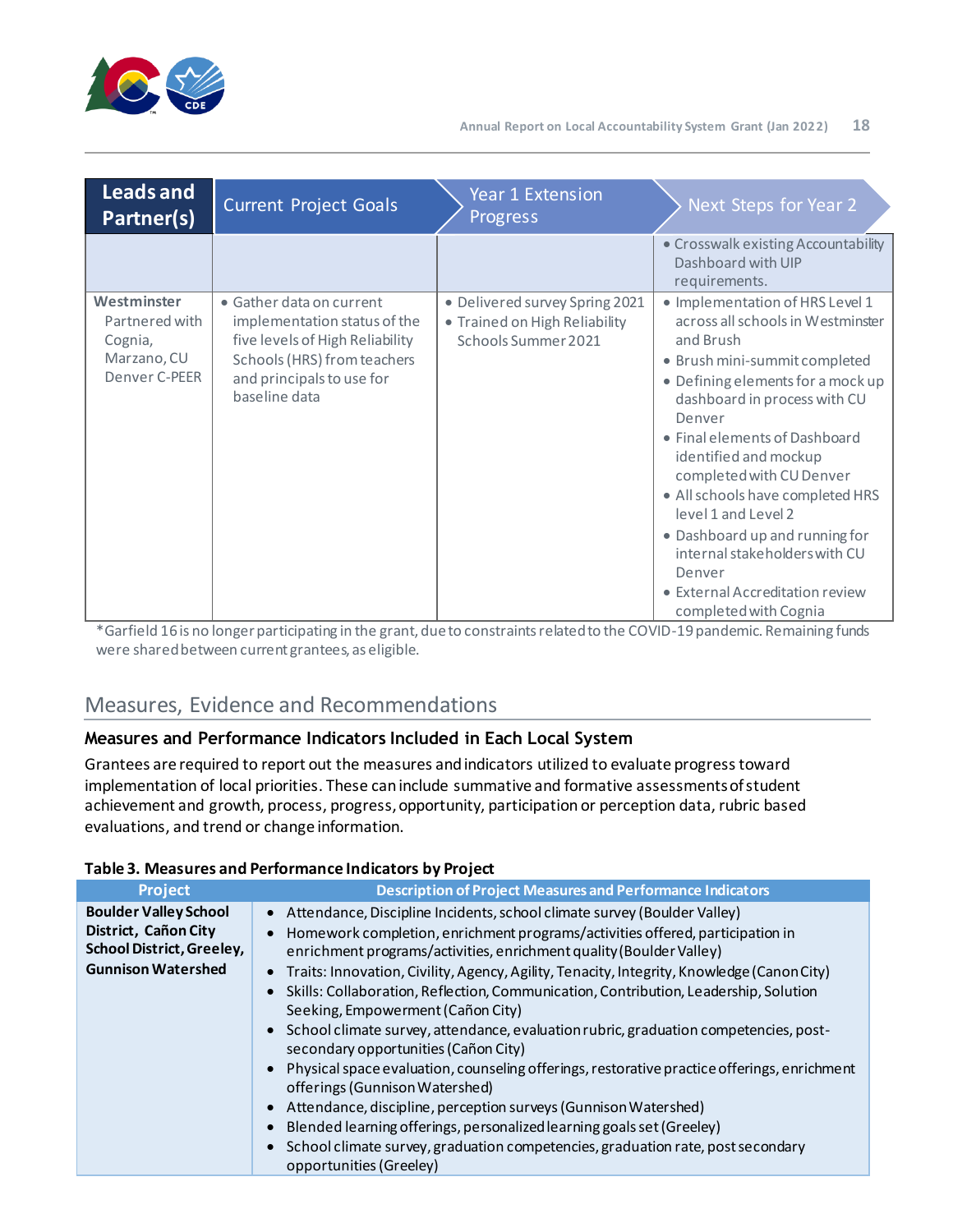| Leads and Partner(s) | Current Project Goals | Year 1 Extension Progress | Next Steps for Year 2 |
|---|---|---|---|
| | | | • Crosswalk existing Accountability Dashboard with UIP requirements. |
| Westminster<br>Partnered with Cognia, Marzano, CU Denver C-PEER | • Gather data on current implementation status of the five levels of High Reliability Schools (HRS) from teachers and principals to use for baseline data | • Delivered survey Spring 2021<br>• Trained on High Reliability Schools Summer 2021 | • Implementation of HRS Level 1 across all schools in Westminster and Brush<br>• Brush mini-summit completed<br>• Defining elements for a mock up dashboard in process with CU Denver<br>• Final elements of Dashboard identified and mockup completed with CU Denver<br>• All schools have completed HRS level 1 and Level 2<br>• Dashboard up and running for internal stakeholders with CU Denver<br>• External Accreditation review completed with Cognia |

*Garfield 16 is no longer participating in the grant, due to constraints related to the COVID-19 pandemic. Remaining funds were shared between current grantees, as eligible.

## Measures, Evidence and Recommendations

### Measures and Performance Indicators Included in Each Local System

Grantees are required to report out the measures and indicators utilized to evaluate progress toward implementation of local priorities. These can include summative and formative assessments of student achievement and growth, process, progress, opportunity, participation or perception data, rubric based evaluations, and trend or change information.

**Table 3. Measures and Performance Indicators by Project**

| Project | Description of Project Measures and Performance Indicators |
|---|---|
| **Boulder Valley School District, Cañon City School District, Greeley, Gunnison Watershed** | • Attendance, Discipline Incidents, school climate survey (Boulder Valley)<br>• Homework completion, enrichment programs/activities offered, participation in enrichment programs/activities, enrichment quality (Boulder Valley)<br>• Traits: Innovation, Civility, Agency, Agility, Tenacity, Integrity, Knowledge (Canon City)<br>• Skills: Collaboration, Reflection, Communication, Contribution, Leadership, Solution Seeking, Empowerment (Cañon City)<br>• School climate survey, attendance, evaluation rubric, graduation competencies, post-secondary opportunities (Cañon City)<br>• Physical space evaluation, counseling offerings, restorative practice offerings, enrichment offerings (Gunnison Watershed)<br>• Attendance, discipline, perception surveys (Gunnison Watershed)<br>• Blended learning offerings, personalized learning goals set (Greeley)<br>• School climate survey, graduation competencies, graduation rate, post secondary opportunities (Greeley) |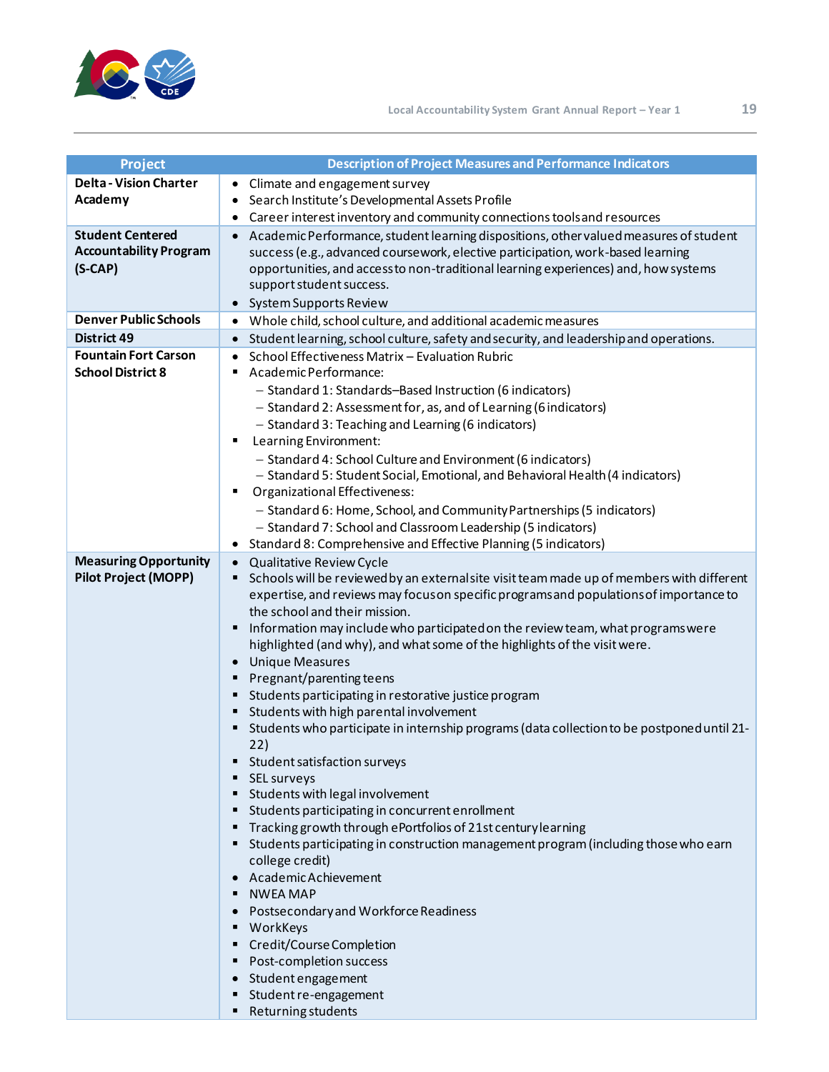| Project | Description of Project Measures and Performance Indicators |
|---|---|
| **Delta - Vision Charter Academy** | • Climate and engagement survey<br>• Search Institute's Developmental Assets Profile<br>• Career interest inventory and community connections tools and resources |
| **Student Centered Accountability Program (S-CAP)** | • Academic Performance, student learning dispositions, other valued measures of student success (e.g., advanced coursework, elective participation, work-based learning opportunities, and access to non-traditional learning experiences) and, how systems support student success.<br>• System Supports Review |
| **Denver Public Schools** | • Whole child, school culture, and additional academic measures |
| **District 49** | • Student learning, school culture, safety and security, and leadership and operations. |
| **Fountain Fort Carson School District 8** | • School Effectiveness Matrix – Evaluation Rubric<br>▪ Academic Performance:<br>– Standard 1: Standards–Based Instruction (6 indicators)<br>– Standard 2: Assessment for, as, and of Learning (6 indicators)<br>– Standard 3: Teaching and Learning (6 indicators)<br>▪ Learning Environment:<br>– Standard 4: School Culture and Environment (6 indicators)<br>– Standard 5: Student Social, Emotional, and Behavioral Health (4 indicators)<br>▪ Organizational Effectiveness:<br>– Standard 6: Home, School, and Community Partnerships (5 indicators)<br>– Standard 7: School and Classroom Leadership (5 indicators)<br>• Standard 8: Comprehensive and Effective Planning (5 indicators) |
| **Measuring Opportunity Pilot Project (MOPP)** | • Qualitative Review Cycle<br>▪ Schools will be reviewed by an external site visit team made up of members with different expertise, and reviews may focus on specific programs and populations of importance to the school and their mission.<br>▪ Information may include who participated on the review team, what programs were highlighted (and why), and what some of the highlights of the visit were.<br>• Unique Measures<br>▪ Pregnant/parenting teens<br>▪ Students participating in restorative justice program<br>▪ Students with high parental involvement<br>▪ Students who participate in internship programs (data collection to be postponed until 21-22)<br>▪ Student satisfaction surveys<br>▪ SEL surveys<br>▪ Students with legal involvement<br>▪ Students participating in concurrent enrollment<br>▪ Tracking growth through ePortfolios of 21st century learning<br>▪ Students participating in construction management program (including those who earn college credit)<br>• Academic Achievement<br>▪ NWEA MAP<br>• Postsecondary and Workforce Readiness<br>▪ WorkKeys<br>▪ Credit/Course Completion<br>▪ Post-completion success<br>• Student engagement<br>▪ Student re-engagement<br>▪ Returning students |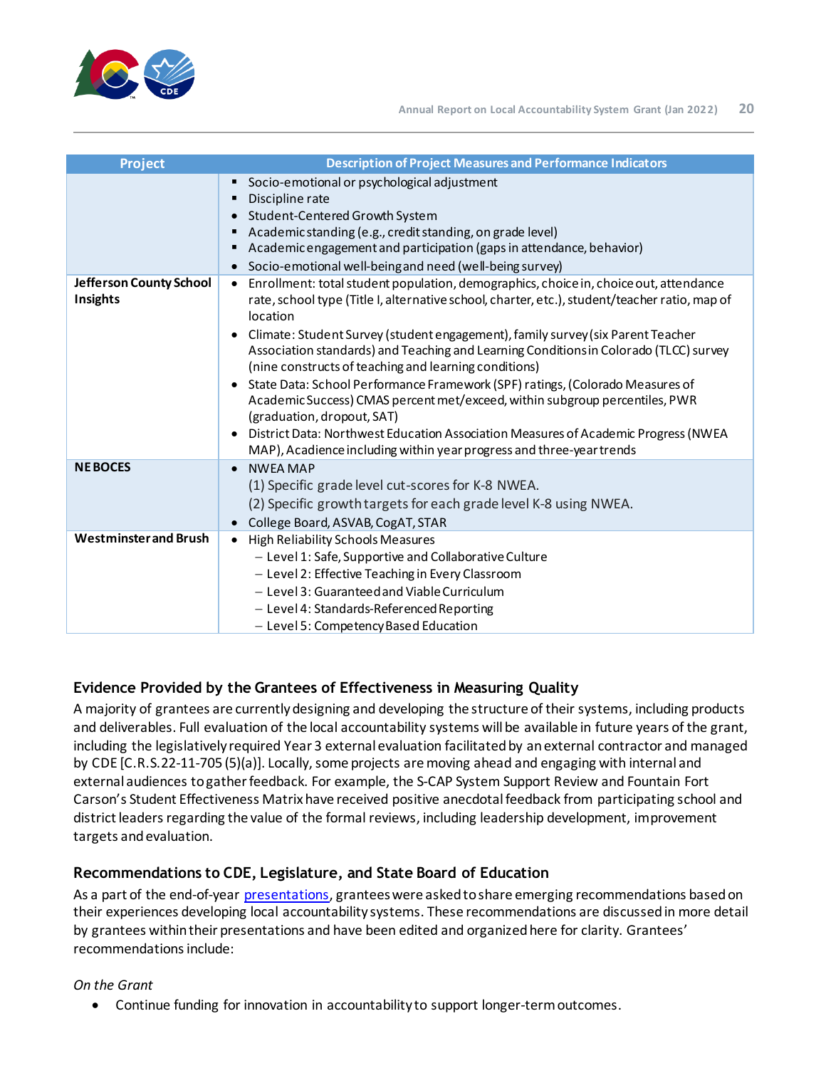| Project | Description of Project Measures and Performance Indicators |
| --- | --- |
| | ▪ Socio-emotional or psychological adjustment<br>▪ Discipline rate<br>• Student-Centered Growth System<br>▪ Academic standing (e.g., credit standing, on grade level)<br>▪ Academic engagement and participation (gaps in attendance, behavior)<br>• Socio-emotional well-being and need (well-being survey) |
| **Jefferson County School Insights** | • Enrollment: total student population, demographics, choice in, choice out, attendance rate, school type (Title I, alternative school, charter, etc.), student/teacher ratio, map of location<br>• Climate: Student Survey (student engagement), family survey (six Parent Teacher Association standards) and Teaching and Learning Conditions in Colorado (TLCC) survey (nine constructs of teaching and learning conditions)<br>• State Data: School Performance Framework (SPF) ratings, (Colorado Measures of Academic Success) CMAS percent met/exceed, within subgroup percentiles, PWR (graduation, dropout, SAT)<br>• District Data: Northwest Education Association Measures of Academic Progress (NWEA MAP), Acadience including within year progress and three-year trends |
| **NE BOCES** | • NWEA MAP<br>(1) Specific grade level cut-scores for K-8 NWEA.<br>(2) Specific growth targets for each grade level K-8 using NWEA.<br>• College Board, ASVAB, CogAT, STAR |
| **Westminster and Brush** | • High Reliability Schools Measures<br>– Level 1: Safe, Supportive and Collaborative Culture<br>– Level 2: Effective Teaching in Every Classroom<br>– Level 3: Guaranteed and Viable Curriculum<br>– Level 4: Standards-Referenced Reporting<br>– Level 5: Competency Based Education |

### Evidence Provided by the Grantees of Effectiveness in Measuring Quality

A majority of grantees are currently designing and developing the structure of their systems, including products and deliverables. Full evaluation of the local accountability systems will be available in future years of the grant, including the legislatively required Year 3 external evaluation facilitated by an external contractor and managed by CDE [C.R.S.22-11-705 (5)(a)]. Locally, some projects are moving ahead and engaging with internal and external audiences to gather feedback. For example, the S-CAP System Support Review and Fountain Fort Carson's Student Effectiveness Matrix have received positive anecdotal feedback from participating school and district leaders regarding the value of the formal reviews, including leadership development, improvement targets and evaluation.

### Recommendations to CDE, Legislature, and State Board of Education

As a part of the end-of-year presentations, grantees were asked to share emerging recommendations based on their experiences developing local accountability systems. These recommendations are discussed in more detail by grantees within their presentations and have been edited and organized here for clarity. Grantees' recommendations include:

*On the Grant*

- Continue funding for innovation in accountability to support longer-term outcomes.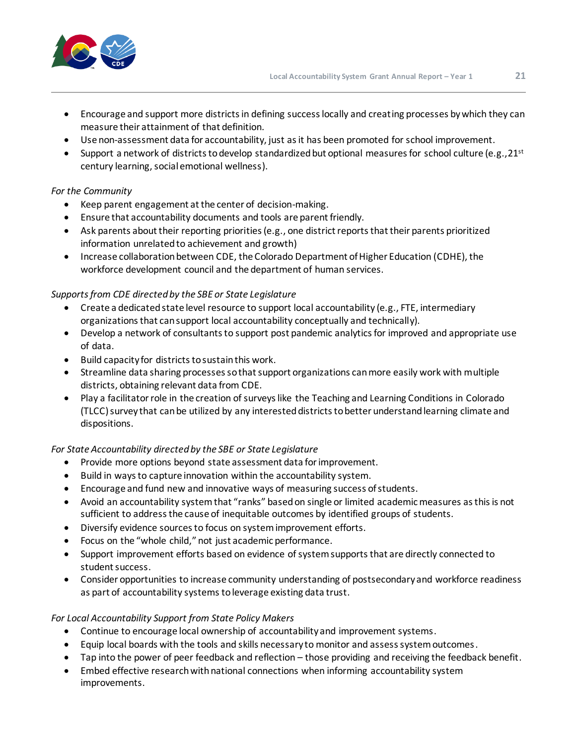- Encourage and support more districts in defining success locally and creating processes by which they can measure their attainment of that definition.
- Use non-assessment data for accountability, just as it has been promoted for school improvement.
- Support a network of districts to develop standardized but optional measures for school culture (e.g., 21st century learning, social emotional wellness).

*For the Community*

- Keep parent engagement at the center of decision-making.
- Ensure that accountability documents and tools are parent friendly.
- Ask parents about their reporting priorities (e.g., one district reports that their parents prioritized information unrelated to achievement and growth)
- Increase collaboration between CDE, the Colorado Department of Higher Education (CDHE), the workforce development council and the department of human services.

*Supports from CDE directed by the SBE or State Legislature*

- Create a dedicated state level resource to support local accountability (e.g., FTE, intermediary organizations that can support local accountability conceptually and technically).
- Develop a network of consultants to support post pandemic analytics for improved and appropriate use of data.
- Build capacity for districts to sustain this work.
- Streamline data sharing processes so that support organizations can more easily work with multiple districts, obtaining relevant data from CDE.
- Play a facilitator role in the creation of surveys like the Teaching and Learning Conditions in Colorado (TLCC) survey that can be utilized by any interested districts to better understand learning climate and dispositions.

*For State Accountability directed by the SBE or State Legislature*

- Provide more options beyond state assessment data for improvement.
- Build in ways to capture innovation within the accountability system.
- Encourage and fund new and innovative ways of measuring success of students.
- Avoid an accountability system that "ranks" based on single or limited academic measures as this is not sufficient to address the cause of inequitable outcomes by identified groups of students.
- Diversify evidence sources to focus on system improvement efforts.
- Focus on the "whole child," not just academic performance.
- Support improvement efforts based on evidence of system supports that are directly connected to student success.
- Consider opportunities to increase community understanding of postsecondary and workforce readiness as part of accountability systems to leverage existing data trust.

*For Local Accountability Support from State Policy Makers*

- Continue to encourage local ownership of accountability and improvement systems.
- Equip local boards with the tools and skills necessary to monitor and assess system outcomes.
- Tap into the power of peer feedback and reflection – those providing and receiving the feedback benefit.
- Embed effective research with national connections when informing accountability system improvements.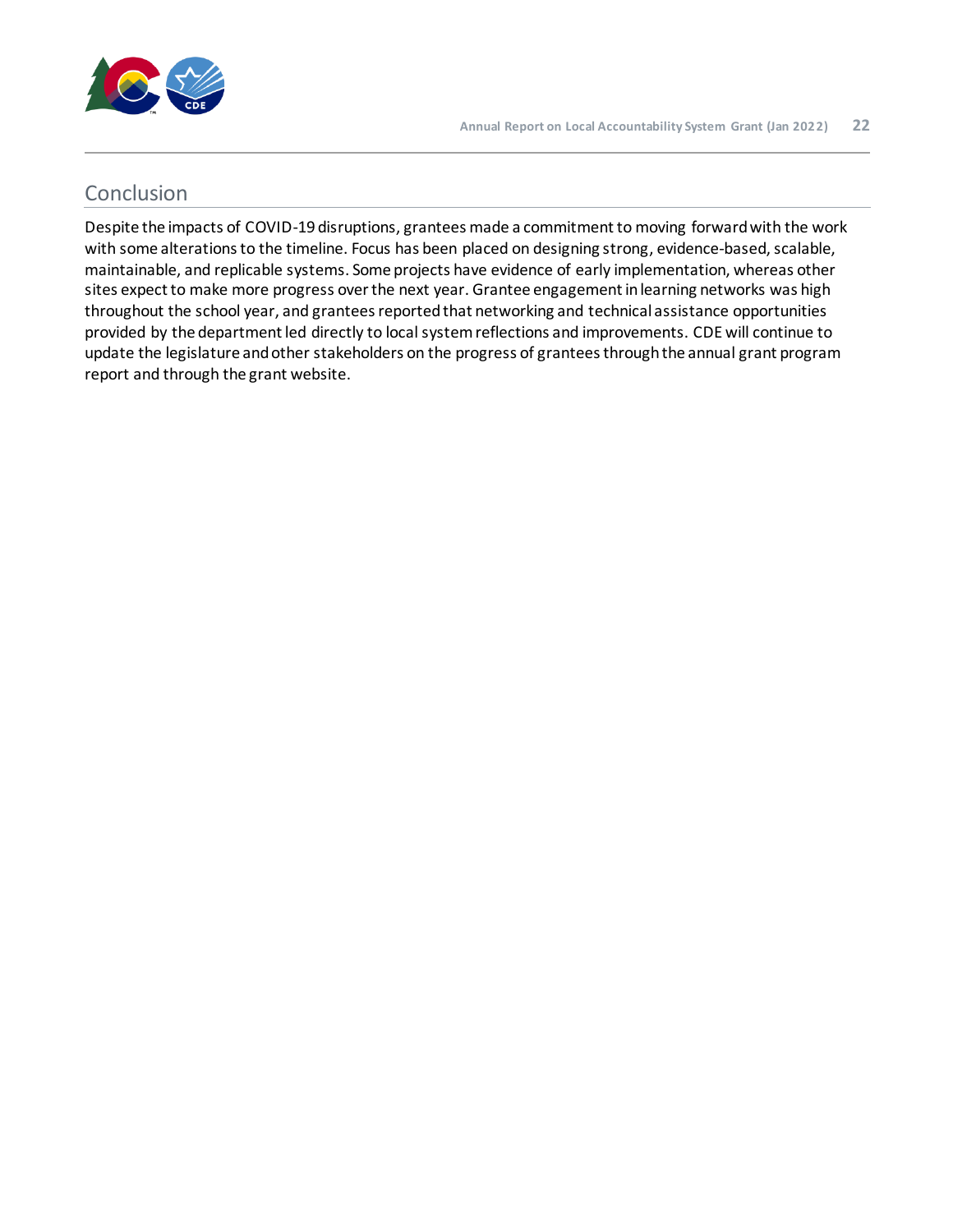## Conclusion

Despite the impacts of COVID-19 disruptions, grantees made a commitment to moving forward with the work with some alterations to the timeline. Focus has been placed on designing strong, evidence-based, scalable, maintainable, and replicable systems. Some projects have evidence of early implementation, whereas other sites expect to make more progress over the next year. Grantee engagement in learning networks was high throughout the school year, and grantees reported that networking and technical assistance opportunities provided by the department led directly to local system reflections and improvements. CDE will continue to update the legislature and other stakeholders on the progress of grantees through the annual grant program report and through the grant website.